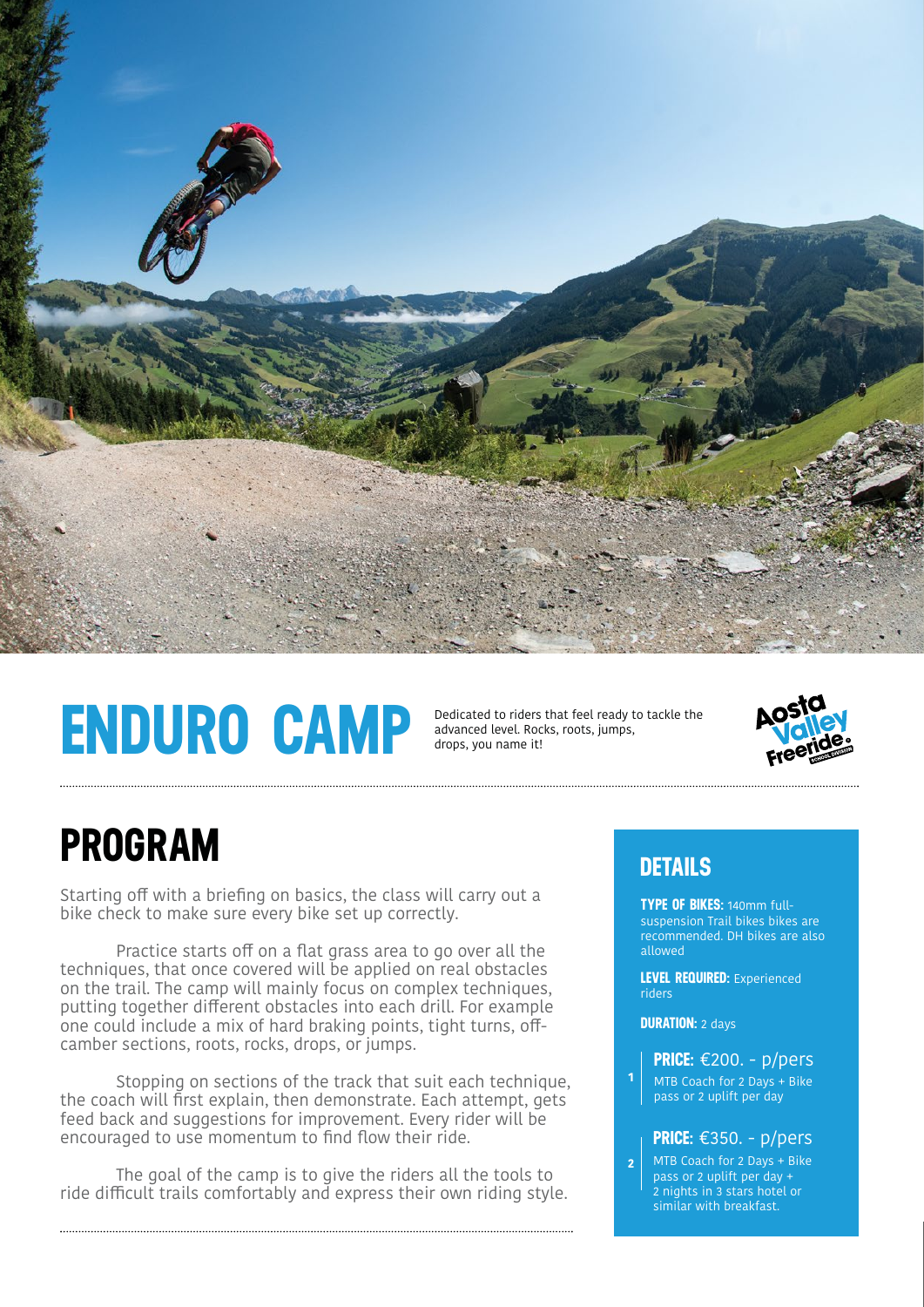# ENDURO CAMP

Dedicated to riders that feel ready to tackle the advanced level. Rocks, roots, jumps, drops, you name it!

Aosta Valley Freeride School Division

## PROGRAM

Starting off with a briefing on basics, the class will carry out a bike check to make sure every bike set up correctly.

Practice starts off on a flat grass area to go over all the techniques, that once covered will be applied on real obstacles on the trail. The camp will mainly focus on complex techniques, putting together different obstacles into each drill. For example one could include a mix of hard braking points, tight turns, off-camber sections, roots, rocks, drops, or jumps.

Stopping on sections of the track that suit each technique, the coach will first explain, then demonstrate. Each attempt, gets feed back and suggestions for improvement. Every rider will be encouraged to use momentum to find flow their ride.

The goal of the camp is to give the riders all the tools to ride difficult trails comfortably and express their own riding style.

## DETAILS

**TYPE OF BIKES:** 140mm full-suspension Trail bikes bikes are recommended. DH bikes are also allowed

**LEVEL REQUIRED:** Experienced riders

**DURATION:** 2 days

1. **PRICE:** €200. - p/pers
   MTB Coach for 2 Days + Bike pass or 2 uplift per day

2. **PRICE:** €350. - p/pers
   MTB Coach for 2 Days + Bike pass or 2 uplift per day + 2 nights in 3 stars hotel or similar with breakfast.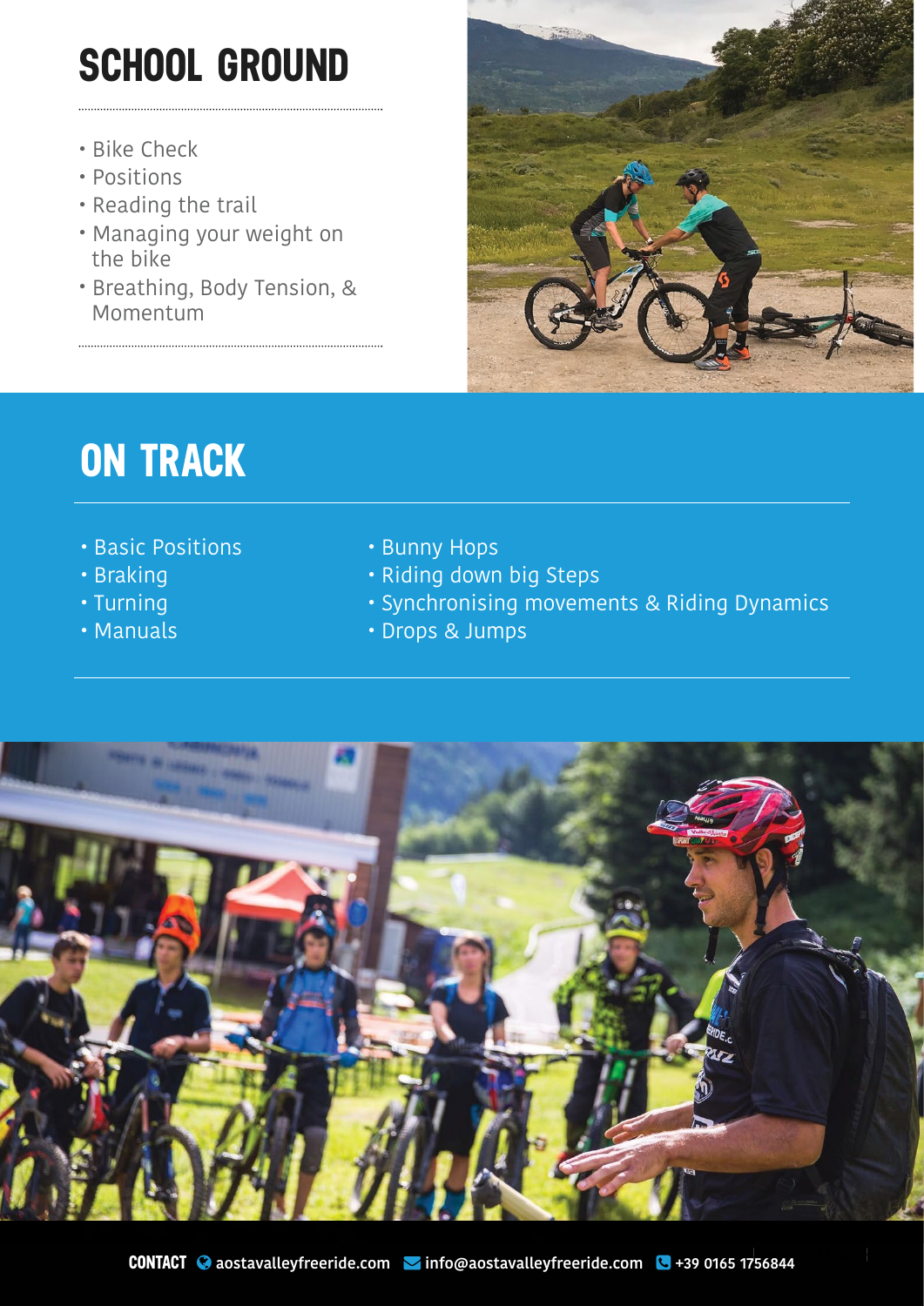## SCHOOL GROUND

- Bike Check
- Positions
- Reading the trail
- Managing your weight on the bike
- Breathing, Body Tension, & Momentum

## ON TRACK

- Basic Positions
- Braking
- Turning
- Manuals
- Bunny Hops
- Riding down big Steps
- Synchronising movements & Riding Dynamics
- Drops & Jumps

**CONTACT** aostavalleyfreeride.com info@aostavalleyfreeride.com +39 0165 1756844